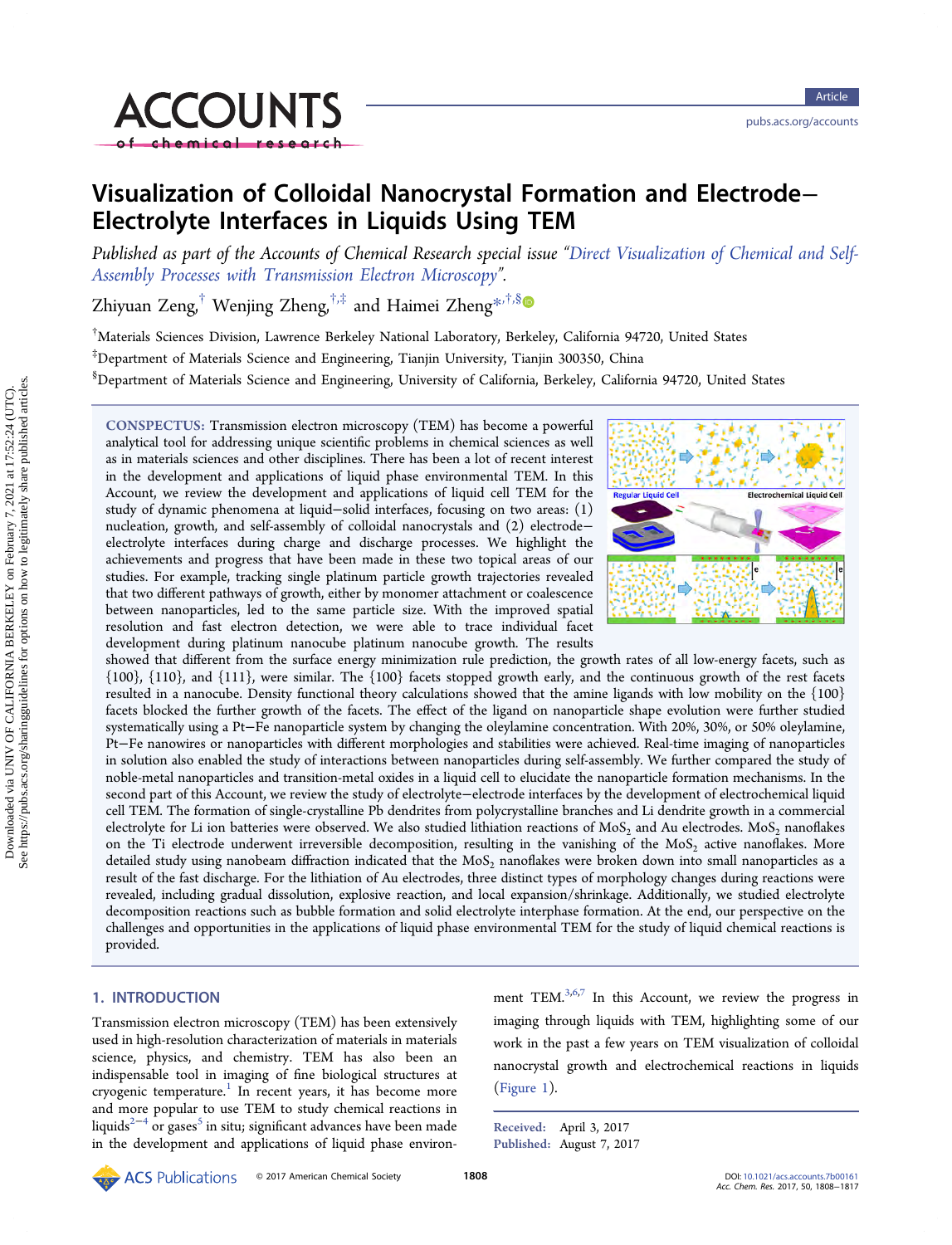# Visualization of Colloidal Nanocrystal Formation and Electrode–Electrolyte Interfaces in Liquids Using TEM

*Published as part of the Accounts of Chemical Research special issue "Direct Visualization of Chemical and Self-Assembly Processes with Transmission Electron Microscopy".*

Zhiyuan Zeng,[†] Wenjing Zheng,[†,‡] and Haimei Zheng*[,†,§]

[†]Materials Sciences Division, Lawrence Berkeley National Laboratory, Berkeley, California 94720, United States

[‡]Department of Materials Science and Engineering, Tianjin University, Tianjin 300350, China

[§]Department of Materials Science and Engineering, University of California, Berkeley, California 94720, United States

**CONSPECTUS:** Transmission electron microscopy (TEM) has become a powerful analytical tool for addressing unique scientific problems in chemical sciences as well as in materials sciences and other disciplines. There has been a lot of recent interest in the development and applications of liquid phase environmental TEM. In this Account, we review the development and applications of liquid cell TEM for the study of dynamic phenomena at liquid–solid interfaces, focusing on two areas: (1) nucleation, growth, and self-assembly of colloidal nanocrystals and (2) electrode–electrolyte interfaces during charge and discharge processes. We highlight the achievements and progress that have been made in these two topical areas of our studies. For example, tracking single platinum particle growth trajectories revealed that two different pathways of growth, either by monomer attachment or coalescence between nanoparticles, led to the same particle size. With the improved spatial resolution and fast electron detection, we were able to trace individual facet development during platinum nanocube platinum nanocube growth. The results showed that different from the surface energy minimization rule prediction, the growth rates of all low-energy facets, such as {100}, {110}, and {111}, were similar. The {100} facets stopped growth early, and the continuous growth of the rest facets resulted in a nanocube. Density functional theory calculations showed that the amine ligands with low mobility on the {100} facets blocked the further growth of the facets. The effect of the ligand on nanoparticle shape evolution were further studied systematically using a Pt–Fe nanoparticle system by changing the oleylamine concentration. With 20%, 30%, or 50% oleylamine, Pt–Fe nanowires or nanoparticles with different morphologies and stabilities were achieved. Real-time imaging of nanoparticles in solution also enabled the study of interactions between nanoparticles during self-assembly. We further compared the study of noble-metal nanoparticles and transition-metal oxides in a liquid cell to elucidate the nanoparticle formation mechanisms. In the second part of this Account, we review the study of electrolyte–electrode interfaces by the development of electrochemical liquid cell TEM. The formation of single-crystalline Pb dendrites from polycrystalline branches and Li dendrite growth in a commercial electrolyte for Li ion batteries were observed. We also studied lithiation reactions of $MoS_2$ and Au electrodes. $MoS_2$ nanoflakes on the Ti electrode underwent irreversible decomposition, resulting in the vanishing of the $MoS_2$ active nanoflakes. More detailed study using nanobeam diffraction indicated that the $MoS_2$ nanoflakes were broken down into small nanoparticles as a result of the fast discharge. For the lithiation of Au electrodes, three distinct types of morphology changes during reactions were revealed, including gradual dissolution, explosive reaction, and local expansion/shrinkage. Additionally, we studied electrolyte decomposition reactions such as bubble formation and solid electrolyte interphase formation. At the end, our perspective on the challenges and opportunities in the applications of liquid phase environmental TEM for the study of liquid chemical reactions is provided.

Regular Liquid Cell

Electrochemical Liquid Cell

## 1. INTRODUCTION

Transmission electron microscopy (TEM) has been extensively used in high-resolution characterization of materials in materials science, physics, and chemistry. TEM has also been an indispensable tool in imaging of fine biological structures at cryogenic temperature.[1] In recent years, it has become more and more popular to use TEM to study chemical reactions in liquids[2−4] or gases[5] in situ; significant advances have been made in the development and applications of liquid phase environment TEM.[3,6,7] In this Account, we review the progress in imaging through liquids with TEM, highlighting some of our work in the past a few years on TEM visualization of colloidal nanocrystal growth and electrochemical reactions in liquids (Figure 1).

Received: April 3, 2017

Published: August 7, 2017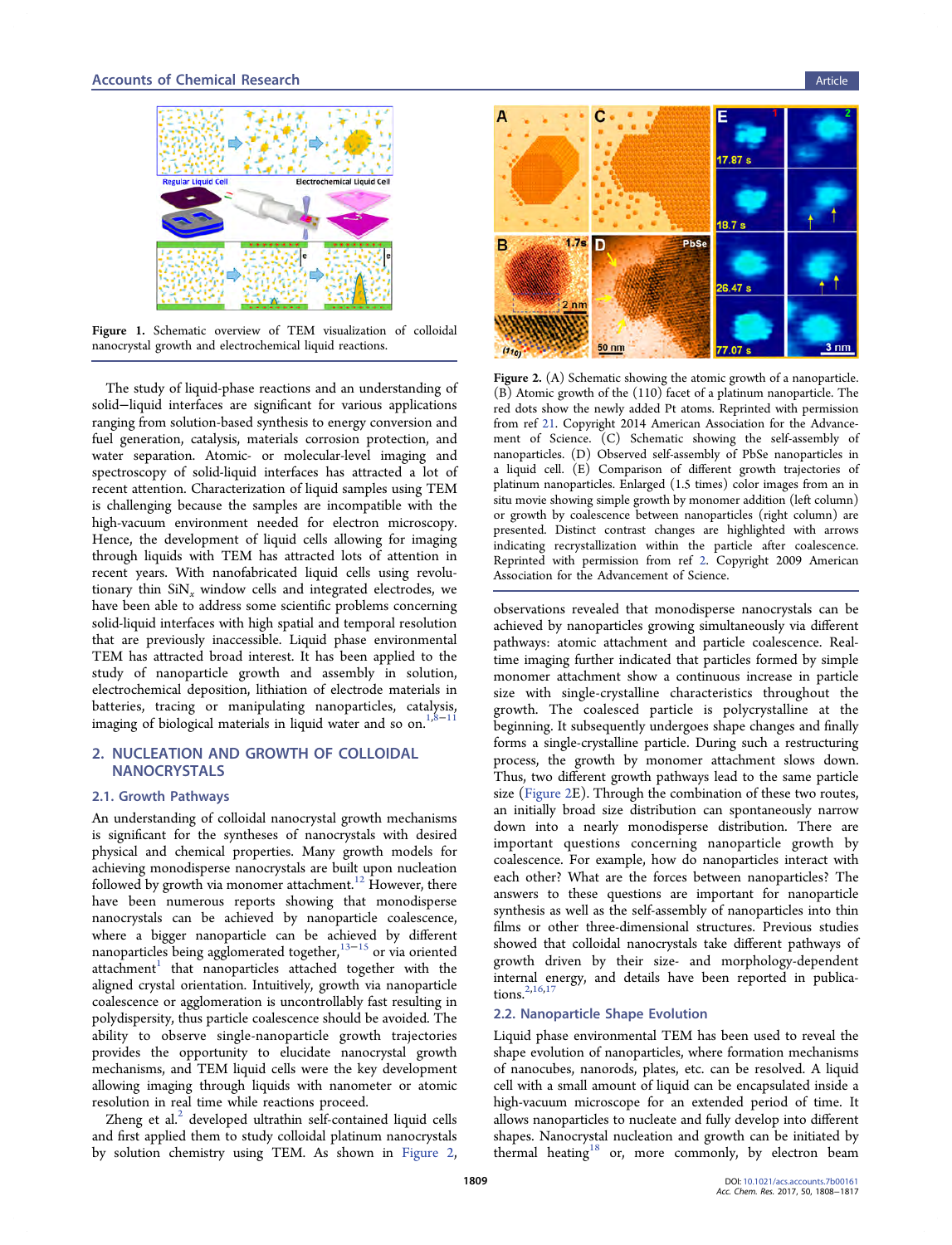Figure 1. Schematic overview of TEM visualization of colloidal nanocrystal growth and electrochemical liquid reactions.

The study of liquid-phase reactions and an understanding of solid–liquid interfaces are significant for various applications ranging from solution-based synthesis to energy conversion and fuel generation, catalysis, materials corrosion protection, and water separation. Atomic- or molecular-level imaging and spectroscopy of solid-liquid interfaces has attracted a lot of recent attention. Characterization of liquid samples using TEM is challenging because the samples are incompatible with the high-vacuum environment needed for electron microscopy. Hence, the development of liquid cells allowing for imaging through liquids with TEM has attracted lots of attention in recent years. With nanofabricated liquid cells using revolutionary thin $SiN_x$ window cells and integrated electrodes, we have been able to address some scientific problems concerning solid-liquid interfaces with high spatial and temporal resolution that are previously inaccessible. Liquid phase environmental TEM has attracted broad interest. It has been applied to the study of nanoparticle growth and assembly in solution, electrochemical deposition, lithiation of electrode materials in batteries, tracing or manipulating nanoparticles, catalysis, imaging of biological materials in liquid water and so on.[1,8−11]

## 2. NUCLEATION AND GROWTH OF COLLOIDAL NANOCRYSTALS

### 2.1. Growth Pathways

An understanding of colloidal nanocrystal growth mechanisms is significant for the syntheses of nanocrystals with desired physical and chemical properties. Many growth models for achieving monodisperse nanocrystals are built upon nucleation followed by growth via monomer attachment.[12] However, there have been numerous reports showing that monodisperse nanocrystals can be achieved by nanoparticle coalescence, where a bigger nanoparticle can be achieved by different nanoparticles being agglomerated together,[13−15] or via oriented attachment[1] that nanoparticles attached together with the aligned crystal orientation. Intuitively, growth via nanoparticle coalescence or agglomeration is uncontrollably fast resulting in polydispersity, thus particle coalescence should be avoided. The ability to observe single-nanoparticle growth trajectories provides the opportunity to elucidate nanocrystal growth mechanisms, and TEM liquid cells were the key development allowing imaging through liquids with nanometer or atomic resolution in real time while reactions proceed.

Zheng et al.[2] developed ultrathin self-contained liquid cells and first applied them to study colloidal platinum nanocrystals by solution chemistry using TEM. As shown in Figure 2, observations revealed that monodisperse nanocrystals can be achieved by nanoparticles growing simultaneously via different pathways: atomic attachment and particle coalescence. Real-time imaging further indicated that particles formed by simple monomer attachment show a continuous increase in particle size with single-crystalline characteristics throughout the growth. The coalesced particle is polycrystalline at the beginning. It subsequently undergoes shape changes and finally forms a single-crystalline particle. During such a restructuring process, the growth by monomer attachment slows down. Thus, two different growth pathways lead to the same particle size (Figure 2E). Through the combination of these two routes, an initially broad size distribution can spontaneously narrow down into a nearly monodisperse distribution. There are important questions concerning nanoparticle growth by coalescence. For example, how do nanoparticles interact with each other? What are the forces between nanoparticles? The answers to these questions are important for nanoparticle synthesis as well as the self-assembly of nanoparticles into thin films or other three-dimensional structures. Previous studies showed that colloidal nanocrystals take different pathways of growth driven by their size- and morphology-dependent internal energy, and details have been reported in publications.[2,16,17]

Figure 2. (A) Schematic showing the atomic growth of a nanoparticle. (B) Atomic growth of the (110) facet of a platinum nanoparticle. The red dots show the newly added Pt atoms. Reprinted with permission from ref 21. Copyright 2014 American Association for the Advancement of Science. (C) Schematic showing the self-assembly of nanoparticles. (D) Observed self-assembly of PbSe nanoparticles in a liquid cell. (E) Comparison of different growth trajectories of platinum nanoparticles. Enlarged (1.5 times) color images from an in situ movie showing simple growth by monomer addition (left column) or growth by coalescence between nanoparticles (right column) are presented. Distinct contrast changes are highlighted with arrows indicating recrystallization within the particle after coalescence. Reprinted with permission from ref 2. Copyright 2009 American Association for the Advancement of Science.

### 2.2. Nanoparticle Shape Evolution

Liquid phase environmental TEM has been used to reveal the shape evolution of nanoparticles, where formation mechanisms of nanocubes, nanorods, plates, etc. can be resolved. A liquid cell with a small amount of liquid can be encapsulated inside a high-vacuum microscope for an extended period of time. It allows nanoparticles to nucleate and fully develop into different shapes. Nanocrystal nucleation and growth can be initiated by thermal heating[18] or, more commonly, by electron beam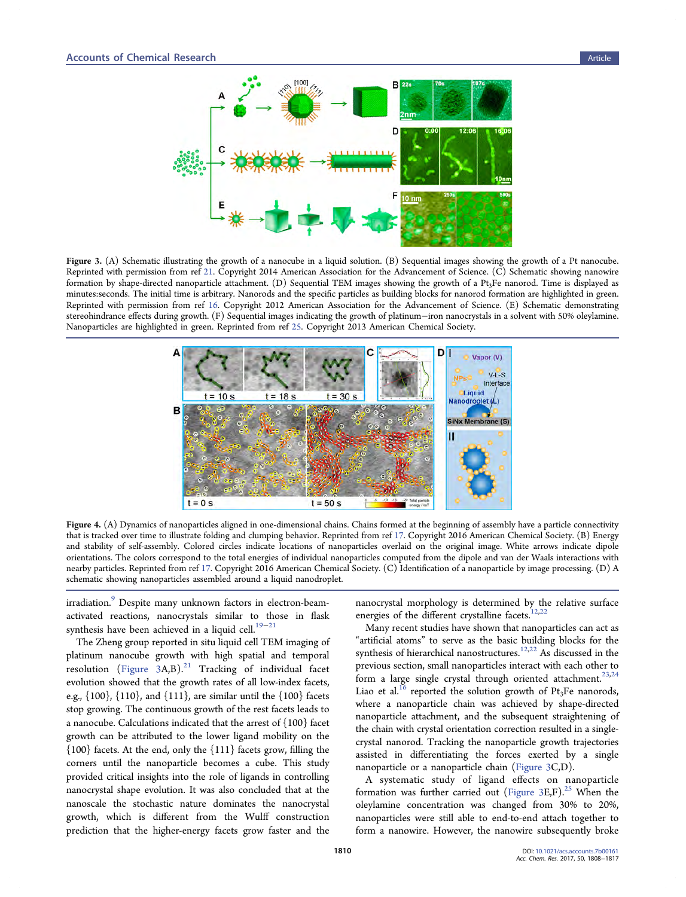Figure 3. (A) Schematic illustrating the growth of a nanocube in a liquid solution. (B) Sequential images showing the growth of a Pt nanocube. Reprinted with permission from ref 21. Copyright 2014 American Association for the Advancement of Science. (C) Schematic showing nanowire formation by shape-directed nanoparticle attachment. (D) Sequential TEM images showing the growth of a $Pt_3Fe$ nanorod. Time is displayed as minutes:seconds. The initial time is arbitrary. Nanorods and the specific particles as building blocks for nanorod formation are highlighted in green. Reprinted with permission from ref 16. Copyright 2012 American Association for the Advancement of Science. (E) Schematic demonstrating stereohindrance effects during growth. (F) Sequential images indicating the growth of platinum−iron nanocrystals in a solvent with 50% oleylamine. Nanoparticles are highlighted in green. Reprinted from ref 25. Copyright 2013 American Chemical Society.

Figure 4. (A) Dynamics of nanoparticles aligned in one-dimensional chains. Chains formed at the beginning of assembly have a particle connectivity that is tracked over time to illustrate folding and clumping behavior. Reprinted from ref 17. Copyright 2016 American Chemical Society. (B) Energy and stability of self-assembly. Colored circles indicate locations of nanoparticles overlaid on the original image. White arrows indicate dipole orientations. The colors correspond to the total energies of individual nanoparticles computed from the dipole and van der Waals interactions with nearby particles. Reprinted from ref 17. Copyright 2016 American Chemical Society. (C) Identification of a nanoparticle by image processing. (D) A schematic showing nanoparticles assembled around a liquid nanodroplet.

irradiation.[9] Despite many unknown factors in electron-beam-activated reactions, nanocrystals similar to those in flask synthesis have been achieved in a liquid cell.[19−21]

The Zheng group reported in situ liquid cell TEM imaging of platinum nanocube growth with high spatial and temporal resolution (Figure 3A,B).[21] Tracking of individual facet evolution showed that the growth rates of all low-index facets, e.g., {100}, {110}, and {111}, are similar until the {100} facets stop growing. The continuous growth of the rest facets leads to a nanocube. Calculations indicated that the arrest of {100} facet growth can be attributed to the lower ligand mobility on the {100} facets. At the end, only the {111} facets grow, filling the corners until the nanoparticle becomes a cube. This study provided critical insights into the role of ligands in controlling nanocrystal shape evolution. It was also concluded that at the nanoscale the stochastic nature dominates the nanocrystal growth, which is different from the Wulff construction prediction that the higher-energy facets grow faster and the nanocrystal morphology is determined by the relative surface energies of the different crystalline facets.[12,22]

Many recent studies have shown that nanoparticles can act as "artificial atoms" to serve as the basic building blocks for the synthesis of hierarchical nanostructures.[12,22] As discussed in the previous section, small nanoparticles interact with each other to form a large single crystal through oriented attachment.[23,24] Liao et al.[16] reported the solution growth of $Pt_3Fe$ nanorods, where a nanoparticle chain was achieved by shape-directed nanoparticle attachment, and the subsequent straightening of the chain with crystal orientation correction resulted in a single-crystal nanorod. Tracking the nanoparticle growth trajectories assisted in differentiating the forces exerted by a single nanoparticle or a nanoparticle chain (Figure 3C,D).

A systematic study of ligand effects on nanoparticle formation was further carried out (Figure 3E,F).[25] When the oleylamine concentration was changed from 30% to 20%, nanoparticles were still able to end-to-end attach together to form a nanowire. However, the nanowire subsequently broke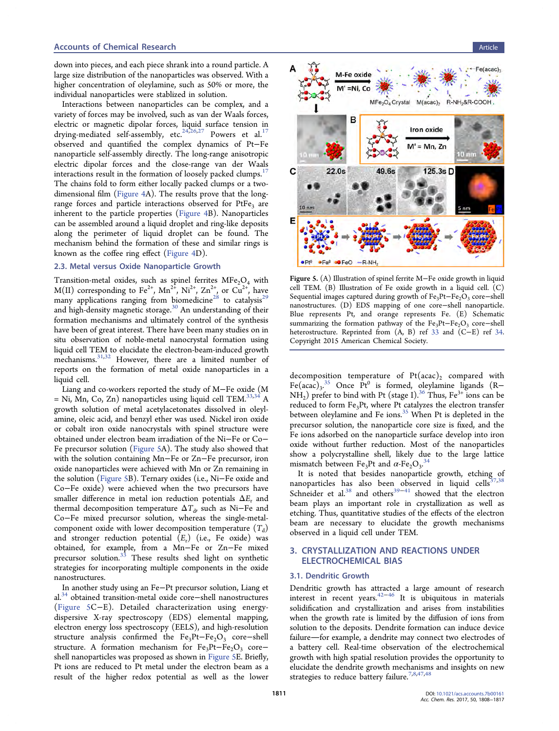down into pieces, and each piece shrank into a round particle. A large size distribution of the nanoparticles was observed. With a higher concentration of oleylamine, such as 50% or more, the individual nanoparticles were stablized in solution.

Interactions between nanoparticles can be complex, and a variety of forces may be involved, such as van der Waals forces, electric or magnetic dipolar forces, liquid surface tension in drying-mediated self-assembly, etc.[24,26,27] Powers et al.[17] observed and quantified the complex dynamics of Pt–Fe nanoparticle self-assembly directly. The long-range anisotropic electric dipolar forces and the close-range van der Waals interactions result in the formation of loosely packed clumps.[17] The chains fold to form either locally packed clumps or a two-dimensional film (Figure 4A). The results prove that the long-range forces and particle interactions observed for $PtFe_3$ are inherent to the particle properties (Figure 4B). Nanoparticles can be assembled around a liquid droplet and ring-like deposits along the perimeter of liquid droplet can be found. The mechanism behind the formation of these and similar rings is known as the coffee ring effect (Figure 4D).

### 2.3. Metal versus Oxide Nanoparticle Growth

Transition-metal oxides, such as spinel ferrites $MFe_2O_4$ with M(II) corresponding to $Fe^{2+}$, $Mn^{2+}$, $Ni^{2+}$, $Zn^{2+}$, or $Cu^{2+}$, have many applications ranging from biomedicine[28] to catalysis[29] and high-density magnetic storage.[30] An understanding of their formation mechanisms and ultimately control of the synthesis have been of great interest. There have been many studies on in situ observation of noble-metal nanocrystal formation using liquid cell TEM to elucidate the electron-beam-induced growth mechanisms.[31,32] However, there are a limited number of reports on the formation of metal oxide nanoparticles in a liquid cell.

Liang and co-workers reported the study of M–Fe oxide (M = Ni, Mn, Co, Zn) nanoparticles using liquid cell TEM.[33,34] A growth solution of metal acetylacetonates dissolved in oleylamine, oleic acid, and benzyl ether was used. Nickel iron oxide or cobalt iron oxide nanocrystals with spinel structure were obtained under electron beam irradiation of the Ni–Fe or Co–Fe precursor solution (Figure 5A). The study also showed that with the solution containing Mn–Fe or Zn–Fe precursor, iron oxide nanoparticles were achieved with Mn or Zn remaining in the solution (Figure 5B). Ternary oxides (i.e., Ni–Fe oxide and Co–Fe oxide) were achieved when the two precursors have smaller difference in metal ion reduction potentials $\Delta E_r$ and thermal decomposition temperature $\Delta T_d$, such as Ni–Fe and Co–Fe mixed precursor solution, whereas the single-metal-component oxide with lower decomposition temperature ($T_d$) and stronger reduction potential ($E_r$) (i.e., Fe oxide) was obtained, for example, from a Mn–Fe or Zn–Fe mixed precursor solution.[33] These results shed light on synthetic strategies for incorporating multiple components in the oxide nanostructures.

In another study using an Fe–Pt precursor solution, Liang et al.[34] obtained transition-metal oxide core–shell nanostructures (Figure 5C–E). Detailed characterization using energy-dispersive X-ray spectroscopy (EDS) elemental mapping, electron energy loss spectroscopy (EELS), and high-resolution structure analysis confirmed the $Fe_3Pt$–$Fe_2O_3$ core–shell structure. A formation mechanism for $Fe_3Pt$–$Fe_2O_3$ core–shell nanostructures was proposed as shown in Figure 5E. Briefly, Pt ions are reduced to Pt metal under the electron beam as a result of the higher redox potential as well as the lower decomposition temperature of $Pt(acac)_2$ compared with $Fe(acac)_3$.[35] Once $Pt^0$ is formed, oleylamine ligands ($R{-}NH_2$) prefer to bind with Pt (stage I).[36] Thus, $Fe^{3+}$ ions can be reduced to form $Fe_3Pt$, where Pt catalyzes the electron transfer between oleylamine and Fe ions.[35] When Pt is depleted in the precursor solution, the nanoparticle core size is fixed, and the Fe ions adsorbed on the nanoparticle surface develop into iron oxide without further reduction. Most of the nanoparticles show a polycrystalline shell, likely due to the large lattice mismatch between $Fe_3Pt$ and $\alpha$-$Fe_2O_3$.[34]

Figure 5. (A) Illustration of spinel ferrite M–Fe oxide growth in liquid cell TEM. (B) Illustration of Fe oxide growth in a liquid cell. (C) Sequential images captured during growth of $Fe_3Pt$–$Fe_2O_3$ core–shell nanostructures. (D) EDS mapping of one core–shell nanoparticle. Blue represents Pt, and orange represents Fe. (E) Schematic summarizing the formation pathway of the $Fe_3Pt$–$Fe_2O_3$ core–shell heterostructure. Reprinted from (A, B) ref 33 and (C–E) ref 34. Copyright 2015 American Chemical Society.

It is noted that besides nanoparticle growth, etching of nanoparticles has also been observed in liquid cells[37,38] Schneider et al.[38] and others[39−41] showed that the electron beam plays an important role in crystallization as well as etching. Thus, quantitative studies of the effects of the electron beam are necessary to elucidate the growth mechanisms observed in a liquid cell under TEM.

## 3. CRYSTALLIZATION AND REACTIONS UNDER ELECTROCHEMICAL BIAS

### 3.1. Dendritic Growth

Dendritic growth has attracted a large amount of research interest in recent years.[42−46] It is ubiquitous in materials solidification and crystallization and arises from instabilities when the growth rate is limited by the diffusion of ions from solution to the deposits. Dendrite formation can induce device failure—for example, a dendrite may connect two electrodes of a battery cell. Real-time observation of the electrochemical growth with high spatial resolution provides the opportunity to elucidate the dendrite growth mechanisms and insights on new strategies to reduce battery failure.[7,8,47,48]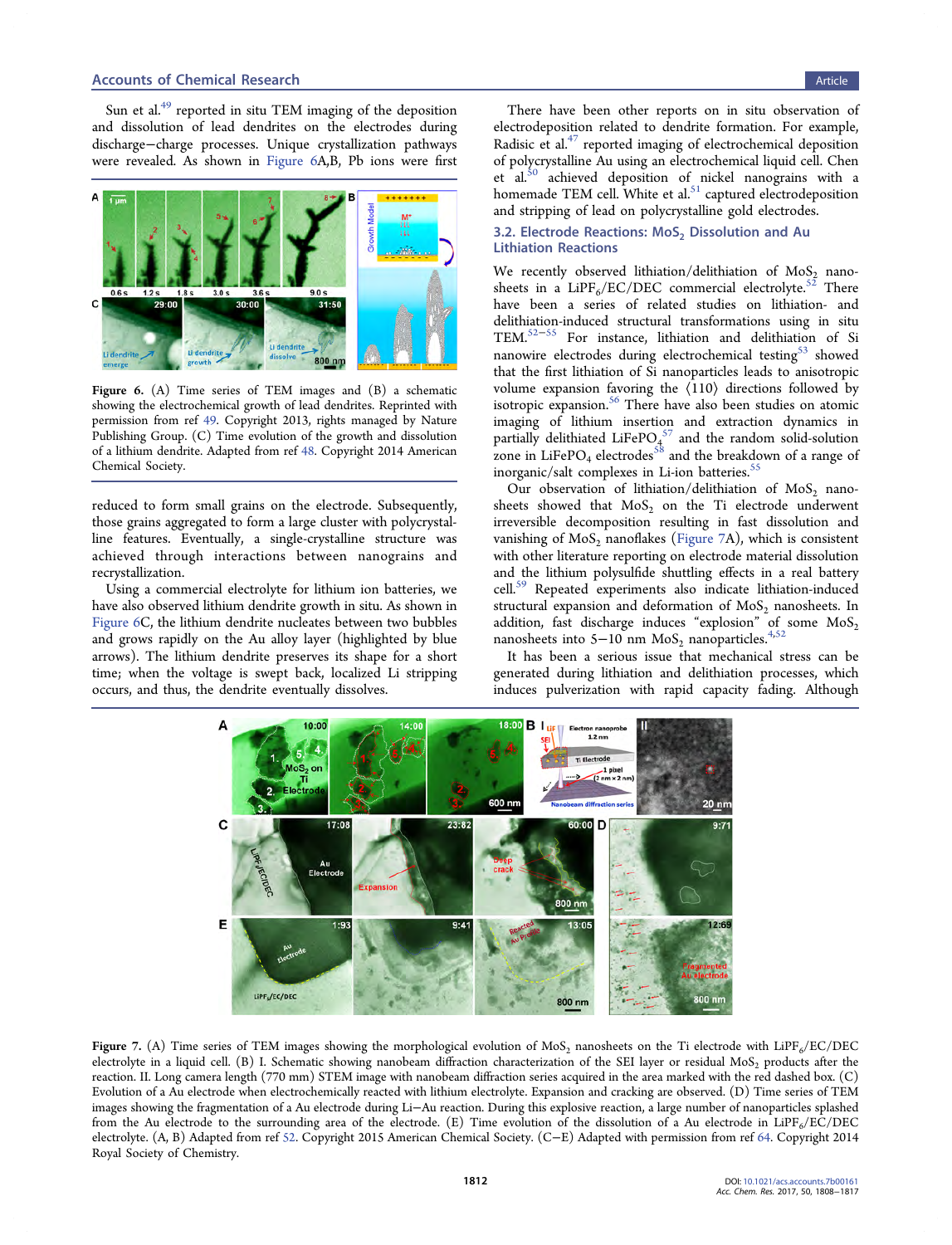Sun et al.[49] reported in situ TEM imaging of the deposition and dissolution of lead dendrites on the electrodes during discharge−charge processes. Unique crystallization pathways were revealed. As shown in Figure 6A,B, Pb ions were first reduced to form small grains on the electrode. Subsequently, those grains aggregated to form a large cluster with polycrystalline features. Eventually, a single-crystalline structure was achieved through interactions between nanograins and recrystallization.

Figure 6. (A) Time series of TEM images and (B) a schematic showing the electrochemical growth of lead dendrites. Reprinted with permission from ref 49. Copyright 2013, rights managed by Nature Publishing Group. (C) Time evolution of the growth and dissolution of a lithium dendrite. Adapted from ref 48. Copyright 2014 American Chemical Society.

Using a commercial electrolyte for lithium ion batteries, we have also observed lithium dendrite growth in situ. As shown in Figure 6C, the lithium dendrite nucleates between two bubbles and grows rapidly on the Au alloy layer (highlighted by blue arrows). The lithium dendrite preserves its shape for a short time; when the voltage is swept back, localized Li stripping occurs, and thus, the dendrite eventually dissolves.

There have been other reports on in situ observation of electrodeposition related to dendrite formation. For example, Radisic et al.[47] reported imaging of electrochemical deposition of polycrystalline Au using an electrochemical liquid cell. Chen et al.[50] achieved deposition of nickel nanograins with a homemade TEM cell. White et al.[51] captured electrodeposition and stripping of lead on polycrystalline gold electrodes.

### 3.2. Electrode Reactions: $MoS_2$ Dissolution and Au Lithiation Reactions

We recently observed lithiation/delithiation of $MoS_2$ nanosheets in a $LiPF_6$/EC/DEC commercial electrolyte.[52] There have been a series of related studies on lithiation- and delithiation-induced structural transformations using in situ TEM.[52−55] For instance, lithiation and delithiation of Si nanowire electrodes during electrochemical testing[53] showed that the first lithiation of Si nanoparticles leads to anisotropic volume expansion favoring the ⟨110⟩ directions followed by isotropic expansion.[56] There have also been studies on atomic imaging of lithium insertion and extraction dynamics in partially delithiated $LiFePO_4$[57] and the random solid-solution zone in $LiFePO_4$ electrodes[58] and the breakdown of a range of inorganic/salt complexes in Li-ion batteries.[55]

Our observation of lithiation/delithiation of $MoS_2$ nanosheets showed that $MoS_2$ on the Ti electrode underwent irreversible decomposition resulting in fast dissolution and vanishing of $MoS_2$ nanoflakes (Figure 7A), which is consistent with other literature reporting on electrode material dissolution and the lithium polysulfide shuttling effects in a real battery cell.[59] Repeated experiments also indicate lithiation-induced structural expansion and deformation of $MoS_2$ nanosheets. In addition, fast discharge induces "explosion" of some $MoS_2$ nanosheets into 5−10 nm $MoS_2$ nanoparticles.[4,52]

It has been a serious issue that mechanical stress can be generated during lithiation and delithiation processes, which induces pulverization with rapid capacity fading. Although

Figure 7. (A) Time series of TEM images showing the morphological evolution of $MoS_2$ nanosheets on the Ti electrode with $LiPF_6$/EC/DEC electrolyte in a liquid cell. (B) I. Schematic showing nanobeam diffraction characterization of the SEI layer or residual $MoS_2$ products after the reaction. II. Long camera length (770 mm) STEM image with nanobeam diffraction series acquired in the area marked with the red dashed box. (C) Evolution of a Au electrode when electrochemically reacted with lithium electrolyte. Expansion and cracking are observed. (D) Time series of TEM images showing the fragmentation of a Au electrode during Li−Au reaction. During this explosive reaction, a large number of nanoparticles splashed from the Au electrode to the surrounding area of the electrode. (E) Time evolution of the dissolution of a Au electrode in $LiPF_6$/EC/DEC electrolyte. (A, B) Adapted from ref 52. Copyright 2015 American Chemical Society. (C−E) Adapted with permission from ref 64. Copyright 2014 Royal Society of Chemistry.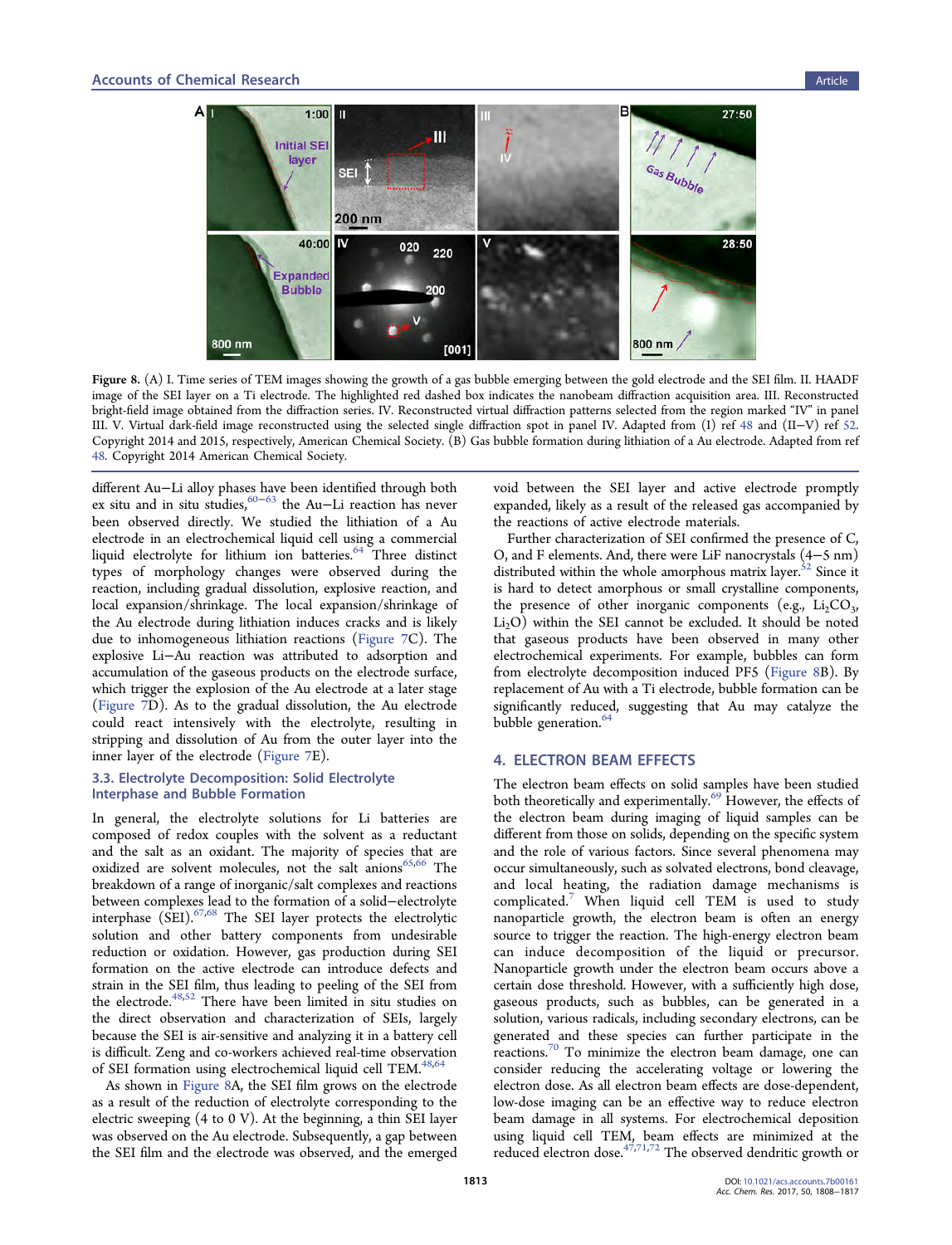Figure 8. (A) I. Time series of TEM images showing the growth of a gas bubble emerging between the gold electrode and the SEI film. II. HAADF image of the SEI layer on a Ti electrode. The highlighted red dashed box indicates the nanobeam diffraction acquisition area. III. Reconstructed bright-field image obtained from the diffraction series. IV. Reconstructed virtual diffraction patterns selected from the region marked "IV" in panel III. V. Virtual dark-field image reconstructed using the selected single diffraction spot in panel IV. Adapted from (I) ref 48 and (II–V) ref 52. Copyright 2014 and 2015, respectively, American Chemical Society. (B) Gas bubble formation during lithiation of a Au electrode. Adapted from ref 48. Copyright 2014 American Chemical Society.

different Au–Li alloy phases have been identified through both ex situ and in situ studies,[60−63] the Au–Li reaction has never been observed directly. We studied the lithiation of a Au electrode in an electrochemical liquid cell using a commercial liquid electrolyte for lithium ion batteries.[64] Three distinct types of morphology changes were observed during the reaction, including gradual dissolution, explosive reaction, and local expansion/shrinkage. The local expansion/shrinkage of the Au electrode during lithiation induces cracks and is likely due to inhomogeneous lithiation reactions (Figure 7C). The explosive Li–Au reaction was attributed to adsorption and accumulation of the gaseous products on the electrode surface, which trigger the explosion of the Au electrode at a later stage (Figure 7D). As to the gradual dissolution, the Au electrode could react intensively with the electrolyte, resulting in stripping and dissolution of Au from the outer layer into the inner layer of the electrode (Figure 7E).

### 3.3. Electrolyte Decomposition: Solid Electrolyte Interphase and Bubble Formation

In general, the electrolyte solutions for Li batteries are composed of redox couples with the solvent as a reductant and the salt as an oxidant. The majority of species that are oxidized are solvent molecules, not the salt anions[65,66] The breakdown of a range of inorganic/salt complexes and reactions between complexes lead to the formation of a solid–electrolyte interphase (SEI).[67,68] The SEI layer protects the electrolytic solution and other battery components from undesirable reduction or oxidation. However, gas production during SEI formation on the active electrode can introduce defects and strain in the SEI film, thus leading to peeling of the SEI from the electrode.[48,52] There have been limited in situ studies on the direct observation and characterization of SEIs, largely because the SEI is air-sensitive and analyzing it in a battery cell is difficult. Zeng and co-workers achieved real-time observation of SEI formation using electrochemical liquid cell TEM.[48,64]

As shown in Figure 8A, the SEI film grows on the electrode as a result of the reduction of electrolyte corresponding to the electric sweeping (4 to 0 V). At the beginning, a thin SEI layer was observed on the Au electrode. Subsequently, a gap between the SEI film and the electrode was observed, and the emerged void between the SEI layer and active electrode promptly expanded, likely as a result of the released gas accompanied by the reactions of active electrode materials.

Further characterization of SEI confirmed the presence of C, O, and F elements. And, there were LiF nanocrystals (4–5 nm) distributed within the whole amorphous matrix layer.[52] Since it is hard to detect amorphous or small crystalline components, the presence of other inorganic components (e.g., $Li_2CO_3$, $Li_2O$) within the SEI cannot be excluded. It should be noted that gaseous products have been observed in many other electrochemical experiments. For example, bubbles can form from electrolyte decomposition induced PF5 (Figure 8B). By replacement of Au with a Ti electrode, bubble formation can be significantly reduced, suggesting that Au may catalyze the bubble generation.[64]

## 4. ELECTRON BEAM EFFECTS

The electron beam effects on solid samples have been studied both theoretically and experimentally.[69] However, the effects of the electron beam during imaging of liquid samples can be different from those on solids, depending on the specific system and the role of various factors. Since several phenomena may occur simultaneously, such as solvated electrons, bond cleavage, and local heating, the radiation damage mechanisms is complicated.[7] When liquid cell TEM is used to study nanoparticle growth, the electron beam is often an energy source to trigger the reaction. The high-energy electron beam can induce decomposition of the liquid or precursor. Nanoparticle growth under the electron beam occurs above a certain dose threshold. However, with a sufficiently high dose, gaseous products, such as bubbles, can be generated in a solution, various radicals, including secondary electrons, can be generated and these species can further participate in the reactions.[70] To minimize the electron beam damage, one can consider reducing the accelerating voltage or lowering the electron dose. As all electron beam effects are dose-dependent, low-dose imaging can be an effective way to reduce electron beam damage in all systems. For electrochemical deposition using liquid cell TEM, beam effects are minimized at the reduced electron dose.[47,71,72] The observed dendritic growth or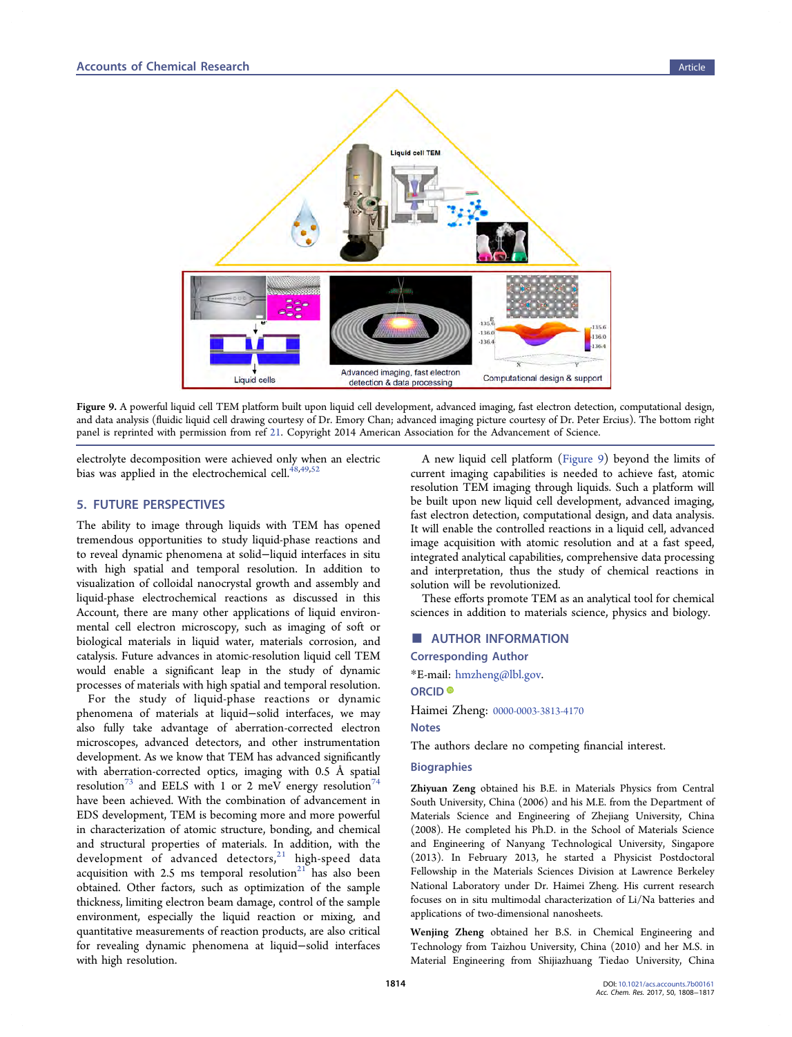Figure 9. A powerful liquid cell TEM platform built upon liquid cell development, advanced imaging, fast electron detection, computational design, and data analysis (fluidic liquid cell drawing courtesy of Dr. Emory Chan; advanced imaging picture courtesy of Dr. Peter Ercius). The bottom right panel is reprinted with permission from ref 21. Copyright 2014 American Association for the Advancement of Science.

electrolyte decomposition were achieved only when an electric bias was applied in the electrochemical cell.[48,49,52]

## 5. FUTURE PERSPECTIVES

The ability to image through liquids with TEM has opened tremendous opportunities to study liquid-phase reactions and to reveal dynamic phenomena at solid−liquid interfaces in situ with high spatial and temporal resolution. In addition to visualization of colloidal nanocrystal growth and assembly and liquid-phase electrochemical reactions as discussed in this Account, there are many other applications of liquid environmental cell electron microscopy, such as imaging of soft or biological materials in liquid water, materials corrosion, and catalysis. Future advances in atomic-resolution liquid cell TEM would enable a significant leap in the study of dynamic processes of materials with high spatial and temporal resolution.

For the study of liquid-phase reactions or dynamic phenomena of materials at liquid−solid interfaces, we may also fully take advantage of aberration-corrected electron microscopes, advanced detectors, and other instrumentation development. As we know that TEM has advanced significantly with aberration-corrected optics, imaging with 0.5 Å spatial resolution[73] and EELS with 1 or 2 meV energy resolution[74] have been achieved. With the combination of advancement in EDS development, TEM is becoming more and more powerful in characterization of atomic structure, bonding, and chemical and structural properties of materials. In addition, with the development of advanced detectors,[21] high-speed data acquisition with 2.5 ms temporal resolution[21] has also been obtained. Other factors, such as optimization of the sample thickness, limiting electron beam damage, control of the sample environment, especially the liquid reaction or mixing, and quantitative measurements of reaction products, are also critical for revealing dynamic phenomena at liquid−solid interfaces with high resolution.

A new liquid cell platform (Figure 9) beyond the limits of current imaging capabilities is needed to achieve fast, atomic resolution TEM imaging through liquids. Such a platform will be built upon new liquid cell development, advanced imaging, fast electron detection, computational design, and data analysis. It will enable the controlled reactions in a liquid cell, advanced image acquisition with atomic resolution and at a fast speed, integrated analytical capabilities, comprehensive data processing and interpretation, thus the study of chemical reactions in solution will be revolutionized.

These efforts promote TEM as an analytical tool for chemical sciences in addition to materials science, physics and biology.

## AUTHOR INFORMATION

### Corresponding Author

*E-mail: hmzheng@lbl.gov.

### ORCID

Haimei Zheng: 0000-0003-3813-4170

### Notes

The authors declare no competing financial interest.

### Biographies

**Zhiyuan Zeng** obtained his B.E. in Materials Physics from Central South University, China (2006) and his M.E. from the Department of Materials Science and Engineering of Zhejiang University, China (2008). He completed his Ph.D. in the School of Materials Science and Engineering of Nanyang Technological University, Singapore (2013). In February 2013, he started a Physicist Postdoctoral Fellowship in the Materials Sciences Division at Lawrence Berkeley National Laboratory under Dr. Haimei Zheng. His current research focuses on in situ multimodal characterization of Li/Na batteries and applications of two-dimensional nanosheets.

**Wenjing Zheng** obtained her B.S. in Chemical Engineering and Technology from Taizhou University, China (2010) and her M.S. in Material Engineering from Shijiazhuang Tiedao University, China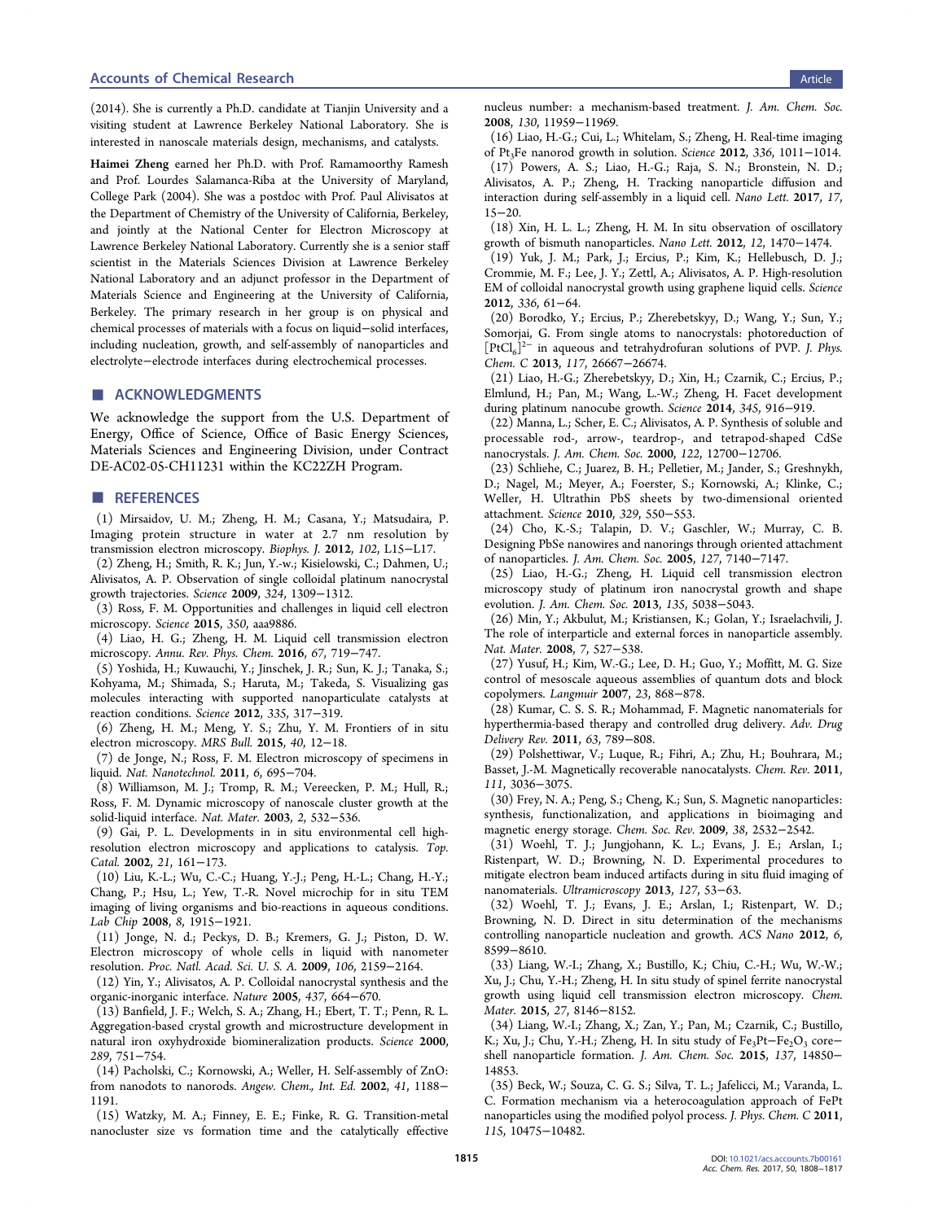(2014). She is currently a Ph.D. candidate at Tianjin University and a visiting student at Lawrence Berkeley National Laboratory. She is interested in nanoscale materials design, mechanisms, and catalysts.

**Haimei Zheng** earned her Ph.D. with Prof. Ramamoorthy Ramesh and Prof. Lourdes Salamanca-Riba at the University of Maryland, College Park (2004). She was a postdoc with Prof. Paul Alivisatos at the Department of Chemistry of the University of California, Berkeley, and jointly at the National Center for Electron Microscopy at Lawrence Berkeley National Laboratory. Currently she is a senior staff scientist in the Materials Sciences Division at Lawrence Berkeley National Laboratory and an adjunct professor in the Department of Materials Science and Engineering at the University of California, Berkeley. The primary research in her group is on physical and chemical processes of materials with a focus on liquid−solid interfaces, including nucleation, growth, and self-assembly of nanoparticles and electrolyte−electrode interfaces during electrochemical processes.

## ■ ACKNOWLEDGMENTS

We acknowledge the support from the U.S. Department of Energy, Office of Science, Office of Basic Energy Sciences, Materials Sciences and Engineering Division, under Contract DE-AC02-05-CH11231 within the KC22ZH Program.

## ■ REFERENCES

(1) Mirsaidov, U. M.; Zheng, H. M.; Casana, Y.; Matsudaira, P. Imaging protein structure in water at 2.7 nm resolution by transmission electron microscopy. *Biophys. J.* **2012**, *102*, L15−L17.

(2) Zheng, H.; Smith, R. K.; Jun, Y.-w.; Kisielowski, C.; Dahmen, U.; Alivisatos, A. P. Observation of single colloidal platinum nanocrystal growth trajectories. *Science* **2009**, *324*, 1309−1312.

(3) Ross, F. M. Opportunities and challenges in liquid cell electron microscopy. *Science* **2015**, *350*, aaa9886.

(4) Liao, H. G.; Zheng, H. M. Liquid cell transmission electron microscopy. *Annu. Rev. Phys. Chem.* **2016**, *67*, 719−747.

(5) Yoshida, H.; Kuwauchi, Y.; Jinschek, J. R.; Sun, K. J.; Tanaka, S.; Kohyama, M.; Shimada, S.; Haruta, M.; Takeda, S. Visualizing gas molecules interacting with supported nanoparticulate catalysts at reaction conditions. *Science* **2012**, *335*, 317−319.

(6) Zheng, H. M.; Meng, Y. S.; Zhu, Y. M. Frontiers of in situ electron microscopy. *MRS Bull.* **2015**, *40*, 12−18.

(7) de Jonge, N.; Ross, F. M. Electron microscopy of specimens in liquid. *Nat. Nanotechnol.* **2011**, *6*, 695−704.

(8) Williamson, M. J.; Tromp, R. M.; Vereecken, P. M.; Hull, R.; Ross, F. M. Dynamic microscopy of nanoscale cluster growth at the solid-liquid interface. *Nat. Mater.* **2003**, *2*, 532−536.

(9) Gai, P. L. Developments in in situ environmental cell high-resolution electron microscopy and applications to catalysis. *Top. Catal.* **2002**, *21*, 161−173.

(10) Liu, K.-L.; Wu, C.-C.; Huang, Y.-J.; Peng, H.-L.; Chang, H.-Y.; Chang, P.; Hsu, L.; Yew, T.-R. Novel microchip for in situ TEM imaging of living organisms and bio-reactions in aqueous conditions. *Lab Chip* **2008**, *8*, 1915−1921.

(11) Jonge, N. d.; Peckys, D. B.; Kremers, G. J.; Piston, D. W. Electron microscopy of whole cells in liquid with nanometer resolution. *Proc. Natl. Acad. Sci. U. S. A.* **2009**, *106*, 2159−2164.

(12) Yin, Y.; Alivisatos, A. P. Colloidal nanocrystal synthesis and the organic-inorganic interface. *Nature* **2005**, *437*, 664−670.

(13) Banfield, J. F.; Welch, S. A.; Zhang, H.; Ebert, T. T.; Penn, R. L. Aggregation-based crystal growth and microstructure development in natural iron oxyhydroxide biomineralization products. *Science* **2000**, *289*, 751−754.

(14) Pacholski, C.; Kornowski, A.; Weller, H. Self-assembly of ZnO: from nanodots to nanorods. *Angew. Chem., Int. Ed.* **2002**, *41*, 1188−1191.

(15) Watzky, M. A.; Finney, E. E.; Finke, R. G. Transition-metal nanocluster size vs formation time and the catalytically effective nucleus number: a mechanism-based treatment. *J. Am. Chem. Soc.* **2008**, *130*, 11959−11969.

(16) Liao, H.-G.; Cui, L.; Whitelam, S.; Zheng, H. Real-time imaging of $Pt_3Fe$ nanorod growth in solution. *Science* **2012**, *336*, 1011−1014.

(17) Powers, A. S.; Liao, H.-G.; Raja, S. N.; Bronstein, N. D.; Alivisatos, A. P.; Zheng, H. Tracking nanoparticle diffusion and interaction during self-assembly in a liquid cell. *Nano Lett.* **2017**, *17*, 15−20.

(18) Xin, H. L. L.; Zheng, H. M. In situ observation of oscillatory growth of bismuth nanoparticles. *Nano Lett.* **2012**, *12*, 1470−1474.

(19) Yuk, J. M.; Park, J.; Ercius, P.; Kim, K.; Hellebusch, D. J.; Crommie, M. F.; Lee, J. Y.; Zettl, A.; Alivisatos, A. P. High-resolution EM of colloidal nanocrystal growth using graphene liquid cells. *Science* **2012**, *336*, 61−64.

(20) Borodko, Y.; Ercius, P.; Zherebetskyy, D.; Wang, Y.; Sun, Y.; Somorjai, G. From single atoms to nanocrystals: photoreduction of $[PtCl_6]^{2-}$ in aqueous and tetrahydrofuran solutions of PVP. *J. Phys. Chem. C* **2013**, *117*, 26667−26674.

(21) Liao, H.-G.; Zherebetskyy, D.; Xin, H.; Czarnik, C.; Ercius, P.; Elmlund, H.; Pan, M.; Wang, L.-W.; Zheng, H. Facet development during platinum nanocube growth. *Science* **2014**, *345*, 916−919.

(22) Manna, L.; Scher, E. C.; Alivisatos, A. P. Synthesis of soluble and processable rod-, arrow-, teardrop-, and tetrapod-shaped CdSe nanocrystals. *J. Am. Chem. Soc.* **2000**, *122*, 12700−12706.

(23) Schliehe, C.; Juarez, B. H.; Pelletier, M.; Jander, S.; Greshnykh, D.; Nagel, M.; Meyer, A.; Foerster, S.; Kornowski, A.; Klinke, C.; Weller, H. Ultrathin PbS sheets by two-dimensional oriented attachment. *Science* **2010**, *329*, 550−553.

(24) Cho, K.-S.; Talapin, D. V.; Gaschler, W.; Murray, C. B. Designing PbSe nanowires and nanorings through oriented attachment of nanoparticles. *J. Am. Chem. Soc.* **2005**, *127*, 7140−7147.

(25) Liao, H.-G.; Zheng, H. Liquid cell transmission electron microscopy study of platinum iron nanocrystal growth and shape evolution. *J. Am. Chem. Soc.* **2013**, *135*, 5038−5043.

(26) Min, Y.; Akbulut, M.; Kristiansen, K.; Golan, Y.; Israelachvili, J. The role of interparticle and external forces in nanoparticle assembly. *Nat. Mater.* **2008**, *7*, 527−538.

(27) Yusuf, H.; Kim, W.-G.; Lee, D. H.; Guo, Y.; Moffitt, M. G. Size control of mesoscale aqueous assemblies of quantum dots and block copolymers. *Langmuir* **2007**, *23*, 868−878.

(28) Kumar, C. S. S. R.; Mohammad, F. Magnetic nanomaterials for hyperthermia-based therapy and controlled drug delivery. *Adv. Drug Delivery Rev.* **2011**, *63*, 789−808.

(29) Polshettiwar, V.; Luque, R.; Fihri, A.; Zhu, H.; Bouhrara, M.; Basset, J.-M. Magnetically recoverable nanocatalysts. *Chem. Rev.* **2011**, *111*, 3036−3075.

(30) Frey, N. A.; Peng, S.; Cheng, K.; Sun, S. Magnetic nanoparticles: synthesis, functionalization, and applications in bioimaging and magnetic energy storage. *Chem. Soc. Rev.* **2009**, *38*, 2532−2542.

(31) Woehl, T. J.; Jungjohann, K. L.; Evans, J. E.; Arslan, I.; Ristenpart, W. D.; Browning, N. D. Experimental procedures to mitigate electron beam induced artifacts during in situ fluid imaging of nanomaterials. *Ultramicroscopy* **2013**, *127*, 53−63.

(32) Woehl, T. J.; Evans, J. E.; Arslan, I.; Ristenpart, W. D.; Browning, N. D. Direct in situ determination of the mechanisms controlling nanoparticle nucleation and growth. *ACS Nano* **2012**, *6*, 8599−8610.

(33) Liang, W.-I.; Zhang, X.; Bustillo, K.; Chiu, C.-H.; Wu, W.-W.; Xu, J.; Chu, Y.-H.; Zheng, H. In situ study of spinel ferrite nanocrystal growth using liquid cell transmission electron microscopy. *Chem. Mater.* **2015**, *27*, 8146−8152.

(34) Liang, W.-I.; Zhang, X.; Zan, Y.; Pan, M.; Czarnik, C.; Bustillo, K.; Xu, J.; Chu, Y.-H.; Zheng, H. In situ study of $Fe_3Pt{-}Fe_2O_3$ core−shell nanoparticle formation. *J. Am. Chem. Soc.* **2015**, *137*, 14850−14853.

(35) Beck, W.; Souza, C. G. S.; Silva, T. L.; Jafelicci, M.; Varanda, L. C. Formation mechanism via a heterocoagulation approach of FePt nanoparticles using the modified polyol process. *J. Phys. Chem. C* **2011**, *115*, 10475−10482.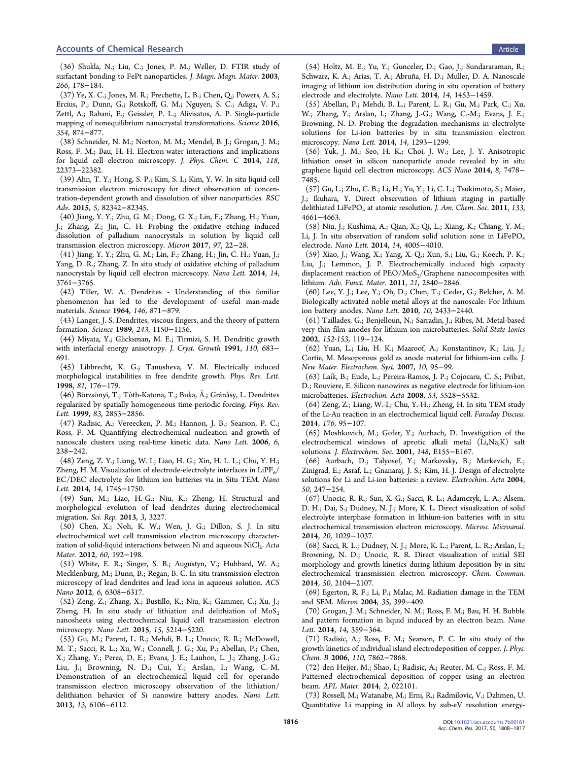(36) Shukla, N.; Liu, C.; Jones, P. M.; Weller, D. FTIR study of surfactant bonding to FePt nanoparticles. *J. Magn. Magn. Mater.* **2003**, *266*, 178−184.

(37) Ye, X. C.; Jones, M. R.; Frechette, L. B.; Chen, Q.; Powers, A. S.; Ercius, P.; Dunn, G.; Rotskoff, G. M.; Nguyen, S. C.; Adiga, V. P.; Zettl, A.; Rabani, E.; Geissler, P. L.; Alivisatos, A. P. Single-particle mapping of nonequilibrium nanocrystal transformations. *Science* **2016**, *354*, 874−877.

(38) Schneider, N. M.; Norton, M. M.; Mendel, B. J.; Grogan, J. M.; Ross, F. M.; Bau, H. H. Electron-water interactions and implications for liquid cell electron microscopy. *J. Phys. Chem. C* **2014**, *118*, 22373−22382.

(39) Ahn, T. Y.; Hong, S. P.; Kim, S. I.; Kim, Y. W. In situ liquid-cell transmission electron microscopy for direct observation of concentration-dependent growth and dissolution of silver nanoparticles. *RSC Adv.* **2015**, *5*, 82342−82345.

(40) Jiang, Y. Y.; Zhu, G. M.; Dong, G. X.; Lin, F.; Zhang, H.; Yuan, J.; Zhang, Z.; Jin, C. H. Probing the oxidative etching induced dissolution of palladium nanocrystals in solution by liquid cell transmission electron microscopy. *Micron* **2017**, *97*, 22−28.

(41) Jiang, Y. Y.; Zhu, G. M.; Lin, F.; Zhang, H.; Jin, C. H.; Yuan, J.; Yang, D. R.; Zhang, Z. In situ study of oxidative etching of palladium nanocrystals by liquid cell electron microscopy. *Nano Lett.* **2014**, *14*, 3761−3765.

(42) Tiller, W. A. Dendrites - Understanding of this familiar phenomenon has led to the development of useful man-made materials. *Science* **1964**, *146*, 871−879.

(43) Langer, J. S. Dendrites, viscous fingers, and the theory of pattern formation. *Science* **1989**, *243*, 1150−1156.

(44) Miyata, Y.; Glicksman, M. E.; Tirmizi, S. H. Dendritic growth with interfacial energy anisotropy. *J. Cryst. Growth* **1991**, *110*, 683−691.

(45) Libbrecht, K. G.; Tanusheva, V. M. Electrically induced morphological instabilities in free dendrite growth. *Phys. Rev. Lett.* **1998**, *81*, 176−179.

(46) Börzsönyi, T.; Tóth-Katona, T.; Buka, Á.; Gránásy, L. Dendrites regularized by spatially homogeneous time-periodic forcing. *Phys. Rev. Lett.* **1999**, *83*, 2853−2856.

(47) Radisic, A.; Vereecken, P. M.; Hannon, J. B.; Searson, P. C.; Ross, F. M. Quantifying electrochemical nucleation and growth of nanoscale clusters using real-time kinetic data. *Nano Lett.* **2006**, *6*, 238−242.

(48) Zeng, Z. Y.; Liang, W. I.; Liao, H. G.; Xin, H. L. L.; Chu, Y. H.; Zheng, H. M. Visualization of electrode-electrolyte interfaces in $LiPF_6$/EC/DEC electrolyte for lithium ion batteries via in Situ TEM. *Nano Lett.* **2014**, *14*, 1745−1750.

(49) Sun, M.; Liao, H.-G.; Niu, K.; Zheng, H. Structural and morphological evolution of lead dendrites during electrochemical migration. *Sci. Rep.* **2013**, *3*, 3227.

(50) Chen, X.; Noh, K. W.; Wen, J. G.; Dillon, S. J. In situ electrochemical wet cell transmission electron microscopy characterization of solid-liquid interactions between Ni and aqueous $NiCl_2$. *Acta Mater.* **2012**, *60*, 192−198.

(51) White, E. R.; Singer, S. B.; Augustyn, V.; Hubbard, W. A.; Mecklenburg, M.; Dunn, B.; Regan, B. C. In situ transmission electron microscopy of lead dendrites and lead ions in aqueous solution. *ACS Nano* **2012**, *6*, 6308−6317.

(52) Zeng, Z.; Zhang, X.; Bustillo, K.; Niu, K.; Gammer, C.; Xu, J.; Zheng, H. In situ study of lithiation and delithiation of $MoS_2$ nanosheets using electrochemical liquid cell transmission electron microscopy. *Nano Lett.* **2015**, *15*, 5214−5220.

(53) Gu, M.; Parent, L. R.; Mehdi, B. L.; Unocic, R. R.; McDowell, M. T.; Sacci, R. L.; Xu, W.; Connell, J. G.; Xu, P.; Abellan, P.; Chen, X.; Zhang, Y.; Perea, D. E.; Evans, J. E.; Lauhon, L. J.; Zhang, J.-G.; Liu, J.; Browning, N. D.; Cui, Y.; Arslan, I.; Wang, C.-M. Demonstration of an electrochemical liquid cell for operando transmission electron microscopy observation of the lithiation/delithiation behavior of Si nanowire battery anodes. *Nano Lett.* **2013**, *13*, 6106−6112.

(54) Holtz, M. E.; Yu, Y.; Gunceler, D.; Gao, J.; Sundararaman, R.; Schwarz, K. A.; Arias, T. A.; Abruña, H. D.; Muller, D. A. Nanoscale imaging of lithium ion distribution during in situ operation of battery electrode and electrolyte. *Nano Lett.* **2014**, *14*, 1453−1459.

(55) Abellan, P.; Mehdi, B. L.; Parent, L. R.; Gu, M.; Park, C.; Xu, W.; Zhang, Y.; Arslan, I.; Zhang, J.-G.; Wang, C.-M.; Evans, J. E.; Browning, N. D. Probing the degradation mechanisms in electrolyte solutions for Li-ion batteries by in situ transmission electron microscopy. *Nano Lett.* **2014**, *14*, 1293−1299.

(56) Yuk, J. M.; Seo, H. K.; Choi, J. W.; Lee, J. Y. Anisotropic lithiation onset in silicon nanoparticle anode revealed by in situ graphene liquid cell electron microscopy. *ACS Nano* **2014**, *8*, 7478−7485.

(57) Gu, L.; Zhu, C. B.; Li, H.; Yu, Y.; Li, C. L.; Tsukimoto, S.; Maier, J.; Ikuhara, Y. Direct observation of lithium staging in partially delithiated $LiFePO_4$ at atomic resolution. *J. Am. Chem. Soc.* **2011**, *133*, 4661−4663.

(58) Niu, J.; Kushima, A.; Qian, X.; Qi, L.; Xiang, K.; Chiang, Y.-M.; Li, J. In situ observation of random solid solution zone in $LiFePO_4$ electrode. *Nano Lett.* **2014**, *14*, 4005−4010.

(59) Xiao, J.; Wang, X.; Yang, X.-Q.; Xun, S.; Liu, G.; Koech, P. K.; Liu, J.; Lemmon, J. P. Electrochemically induced high capacity displacement reaction of PEO/$MoS_2$/Graphene nanocomposites with lithium. *Adv. Funct. Mater.* **2011**, *21*, 2840−2846.

(60) Lee, Y. J.; Lee, Y.; Oh, D.; Chen, T.; Ceder, G.; Belcher, A. M. Biologically activated noble metal alloys at the nanoscale: For lithium ion battery anodes. *Nano Lett.* **2010**, *10*, 2433−2440.

(61) Taillades, G.; Benjelloun, N.; Sarradin, J.; Ribes, M. Metal-based very thin film anodes for lithium ion microbatteries. *Solid State Ionics* **2002**, *152-153*, 119−124.

(62) Yuan, L.; Liu, H. K.; Maaroof, A.; Konstantinov, K.; Liu, J.; Cortie, M. Mesoporous gold as anode material for lithium-ion cells. *J. New Mater. Electrochem. Syst.* **2007**, *10*, 95−99.

(63) Laik, B.; Eude, L.; Pereira-Ramos, J. P.; Cojocaru, C. S.; Pribat, D.; Rouviere, E. Silicon nanowires as negative electrode for lithium-ion microbatteries. *Electrochim. Acta* **2008**, *53*, 5528−5532.

(64) Zeng, Z.; Liang, W.-I.; Chu, Y.-H.; Zheng, H. In situ TEM study of the Li-Au reaction in an electrochemical liquid cell. *Faraday Discuss.* **2014**, *176*, 95−107.

(65) Moshkovich, M.; Gofer, Y.; Aurbach, D. Investigation of the electrochemical windows of aprotic alkali metal (Li,Na,K) salt solutions. *J. Electrochem. Soc.* **2001**, *148*, E155−E167.

(66) Aurbach, D.; Talyosef, Y.; Markovsky, B.; Markevich, E.; Zinigrad, E.; Asraf, L.; Gnanaraj, J. S.; Kim, H.-J. Design of electrolyte solutions for Li and Li-ion batteries: a review. *Electrochim. Acta* **2004**, *50*, 247−254.

(67) Unocic, R. R.; Sun, X.-G.; Sacci, R. L.; Adamczyk, L. A.; Alsem, D. H.; Dai, S.; Dudney, N. J.; More, K. L. Direct visualization of solid electrolyte interphase formation in lithium-ion batteries with in situ electrochemical transmission electron microscopy. *Microsc. Microanal.* **2014**, *20*, 1029−1037.

(68) Sacci, R. L.; Dudney, N. J.; More, K. L.; Parent, L. R.; Arslan, I.; Browning, N. D.; Unocic, R. R. Direct visualization of initial SEI morphology and growth kinetics during lithium deposition by in situ electrochemical transmission electron microscopy. *Chem. Commun.* **2014**, *50*, 2104−2107.

(69) Egerton, R. F.; Li, P.; Malac, M. Radiation damage in the TEM and SEM. *Micron* **2004**, *35*, 399−409.

(70) Grogan, J. M.; Schneider, N. M.; Ross, F. M.; Bau, H. H. Bubble and pattern formation in liquid induced by an electron beam. *Nano Lett.* **2014**, *14*, 359−364.

(71) Radisic, A.; Ross, F. M.; Searson, P. C. In situ study of the growth kinetics of individual island electrodeposition of copper. *J. Phys. Chem. B* **2006**, *110*, 7862−7868.

(72) den Heijer, M.; Shao, I.; Radisic, A.; Reuter, M. C.; Ross, F. M. Patterned electrochemical deposition of copper using an electron beam. *APL Mater.* **2014**, *2*, 022101.

(73) Rossell, M.; Watanabe, M.; Erni, R.; Radmilovic, V.; Dahmen, U. Quantitative Li mapping in Al alloys by sub-eV resolution energy-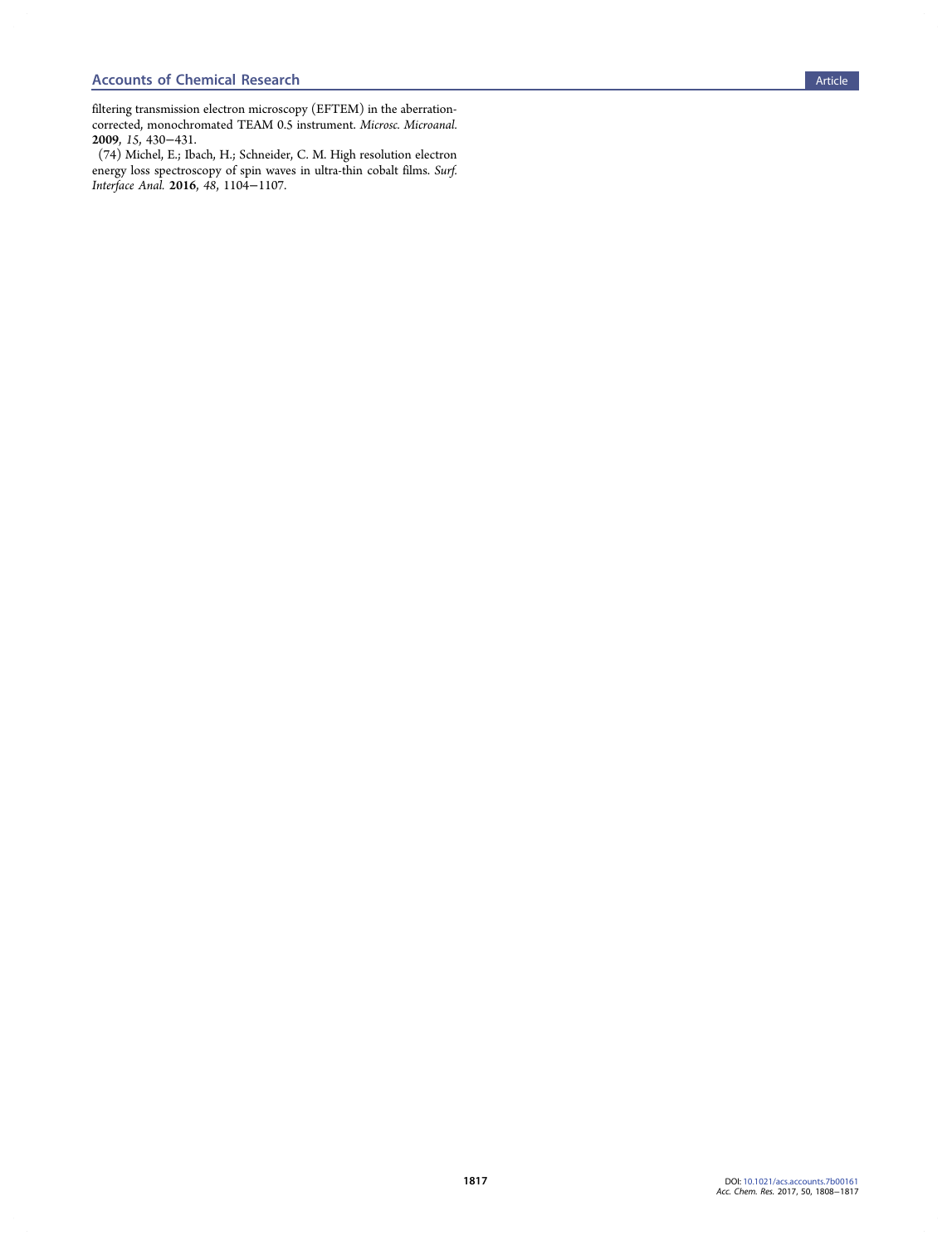filtering transmission electron microscopy (EFTEM) in the aberration-corrected, monochromated TEAM 0.5 instrument. *Microsc. Microanal.* **2009**, *15*, 430−431.

(74) Michel, E.; Ibach, H.; Schneider, C. M. High resolution electron energy loss spectroscopy of spin waves in ultra-thin cobalt films. *Surf. Interface Anal.* **2016**, *48*, 1104−1107.